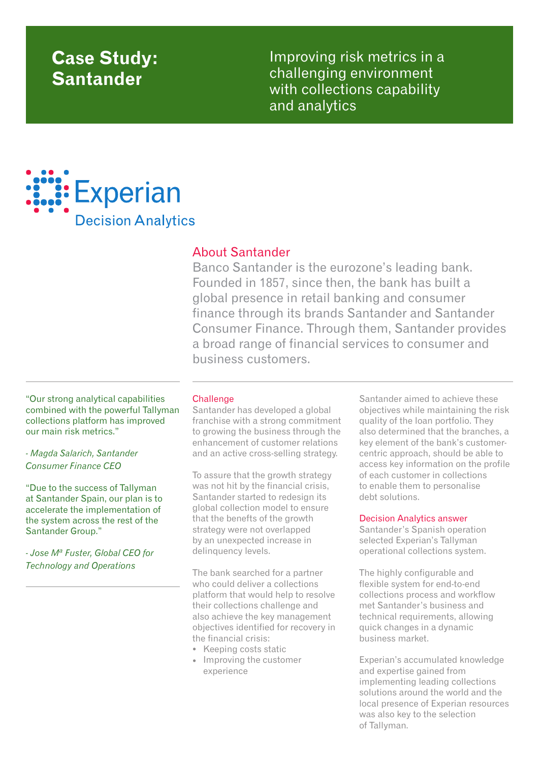# Case Study: Santander

Improving risk metrics in a challenging environment with collections capability and analytics

Experian
Decision Analytics

## About Santander

Banco Santander is the eurozone's leading bank. Founded in 1857, since then, the bank has built a global presence in retail banking and consumer finance through its brands Santander and Santander Consumer Finance. Through them, Santander provides a broad range of financial services to consumer and business customers.

"Our strong analytical capabilities combined with the powerful Tallyman collections platform has improved our main risk metrics."

*- Magda Salarich, Santander Consumer Finance CEO*

"Due to the success of Tallyman at Santander Spain, our plan is to accelerate the implementation of the system across the rest of the Santander Group."

*- Jose Mª Fuster, Global CEO for Technology and Operations*

### Challenge

Santander has developed a global franchise with a strong commitment to growing the business through the enhancement of customer relations and an active cross-selling strategy.

To assure that the growth strategy was not hit by the financial crisis, Santander started to redesign its global collection model to ensure that the benefts of the growth strategy were not overlapped by an unexpected increase in delinquency levels.

The bank searched for a partner who could deliver a collections platform that would help to resolve their collections challenge and also achieve the key management objectives identified for recovery in the financial crisis:

- Keeping costs static
- Improving the customer experience

Santander aimed to achieve these objectives while maintaining the risk quality of the loan portfolio. They also determined that the branches, a key element of the bank's customer-centric approach, should be able to access key information on the profile of each customer in collections to enable them to personalise debt solutions.

### Decision Analytics answer

Santander's Spanish operation selected Experian's Tallyman operational collections system.

The highly configurable and flexible system for end-to-end collections process and workflow met Santander's business and technical requirements, allowing quick changes in a dynamic business market.

Experian's accumulated knowledge and expertise gained from implementing leading collections solutions around the world and the local presence of Experian resources was also key to the selection of Tallyman.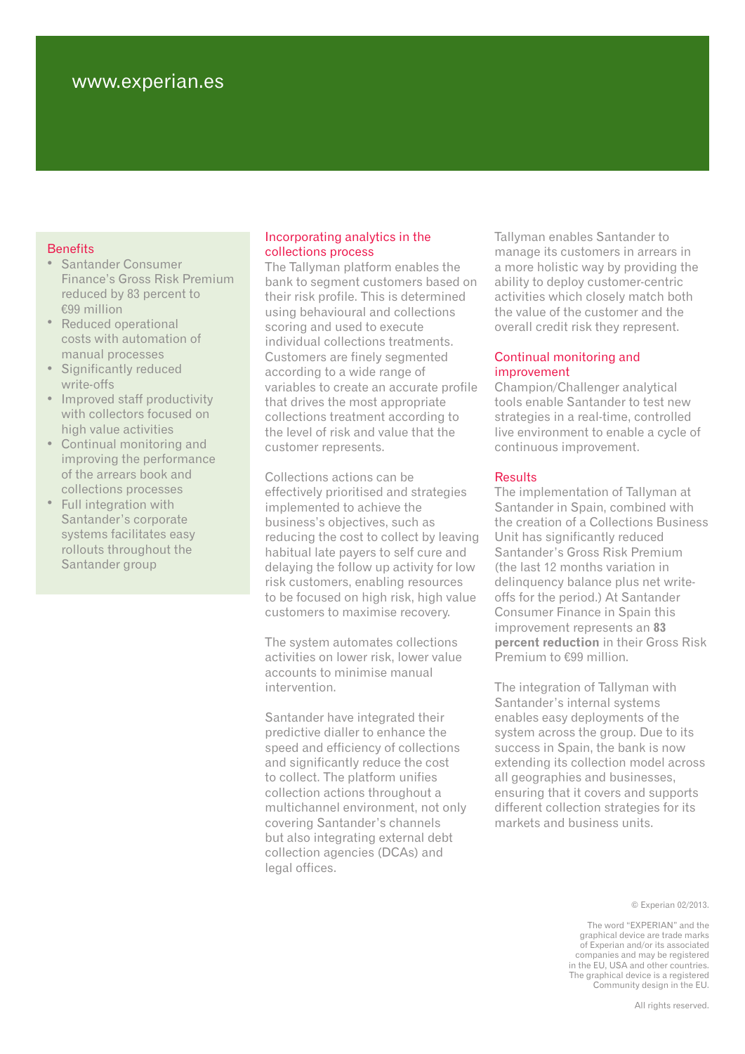www.experian.es

## Benefits

- Santander Consumer Finance's Gross Risk Premium reduced by 83 percent to €99 million
- Reduced operational costs with automation of manual processes
- Significantly reduced write-offs
- Improved staff productivity with collectors focused on high value activities
- Continual monitoring and improving the performance of the arrears book and collections processes
- Full integration with Santander's corporate systems facilitates easy rollouts throughout the Santander group

## Incorporating analytics in the collections process

The Tallyman platform enables the bank to segment customers based on their risk profile. This is determined using behavioural and collections scoring and used to execute individual collections treatments. Customers are finely segmented according to a wide range of variables to create an accurate profile that drives the most appropriate collections treatment according to the level of risk and value that the customer represents.

Collections actions can be effectively prioritised and strategies implemented to achieve the business's objectives, such as reducing the cost to collect by leaving habitual late payers to self cure and delaying the follow up activity for low risk customers, enabling resources to be focused on high risk, high value customers to maximise recovery.

The system automates collections activities on lower risk, lower value accounts to minimise manual intervention.

Santander have integrated their predictive dialler to enhance the speed and efficiency of collections and significantly reduce the cost to collect. The platform unifies collection actions throughout a multichannel environment, not only covering Santander's channels but also integrating external debt collection agencies (DCAs) and legal offices.

Tallyman enables Santander to manage its customers in arrears in a more holistic way by providing the ability to deploy customer-centric activities which closely match both the value of the customer and the overall credit risk they represent.

## Continual monitoring and improvement

Champion/Challenger analytical tools enable Santander to test new strategies in a real-time, controlled live environment to enable a cycle of continuous improvement.

## Results

The implementation of Tallyman at Santander in Spain, combined with the creation of a Collections Business Unit has significantly reduced Santander's Gross Risk Premium (the last 12 months variation in delinquency balance plus net write-offs for the period.) At Santander Consumer Finance in Spain this improvement represents an **83 percent reduction** in their Gross Risk Premium to €99 million.

The integration of Tallyman with Santander's internal systems enables easy deployments of the system across the group. Due to its success in Spain, the bank is now extending its collection model across all geographies and businesses, ensuring that it covers and supports different collection strategies for its markets and business units.

© Experian 02/2013.

The word "EXPERIAN" and the graphical device are trade marks of Experian and/or its associated companies and may be registered in the EU, USA and other countries. The graphical device is a registered Community design in the EU.

All rights reserved.